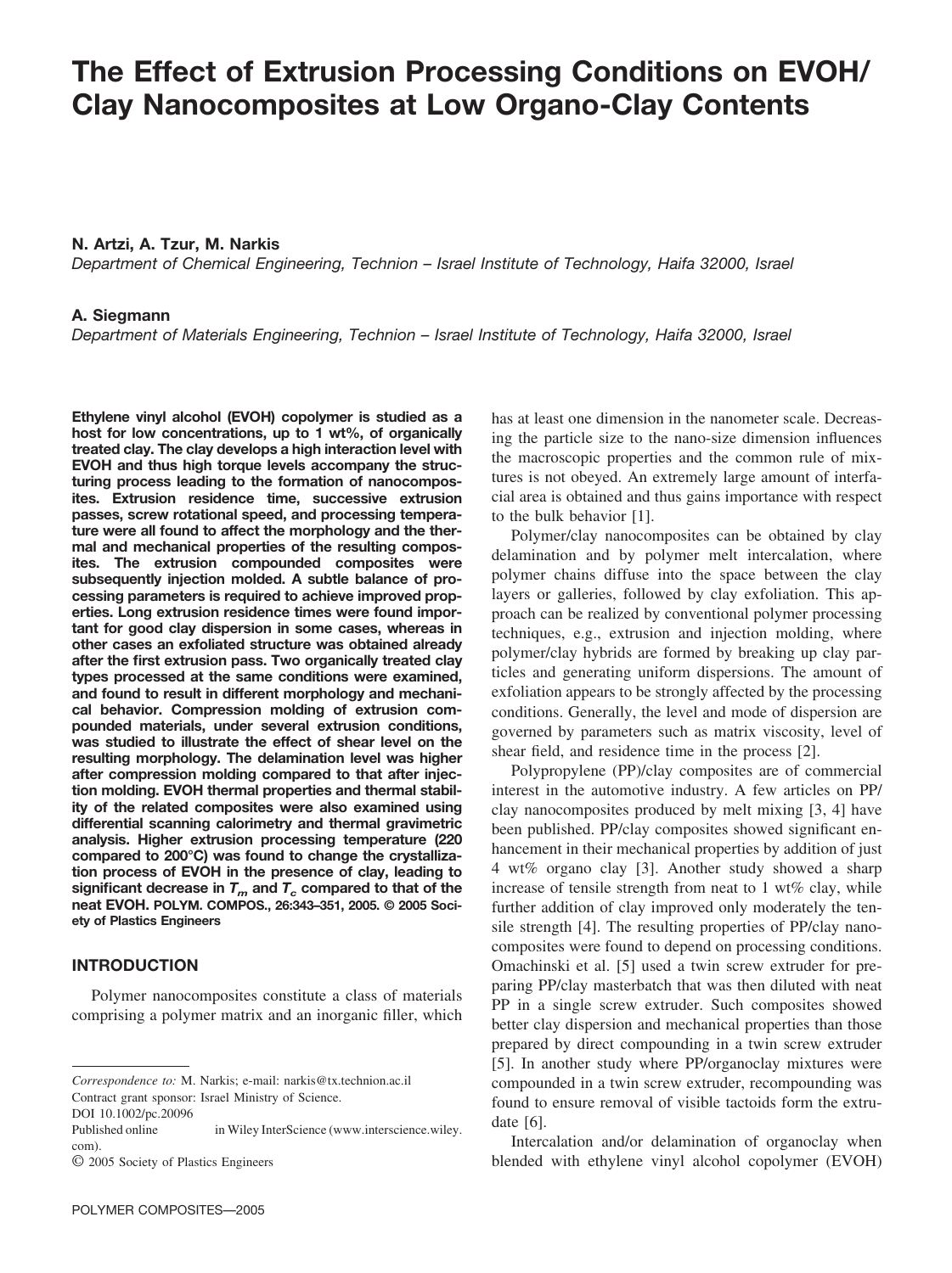# The Effect of Extrusion Processing Conditions on EVOH/Clay Nanocomposites at Low Organo-Clay Contents

**N. Artzi, A. Tzur, M. Narkis**

*Department of Chemical Engineering, Technion – Israel Institute of Technology, Haifa 32000, Israel*

**A. Siegmann**

*Department of Materials Engineering, Technion – Israel Institute of Technology, Haifa 32000, Israel*

**Ethylene vinyl alcohol (EVOH) copolymer is studied as a host for low concentrations, up to 1 wt%, of organically treated clay. The clay develops a high interaction level with EVOH and thus high torque levels accompany the structuring process leading to the formation of nanocomposites. Extrusion residence time, successive extrusion passes, screw rotational speed, and processing temperature were all found to affect the morphology and the thermal and mechanical properties of the resulting composites. The extrusion compounded composites were subsequently injection molded. A subtle balance of processing parameters is required to achieve improved properties. Long extrusion residence times were found important for good clay dispersion in some cases, whereas in other cases an exfoliated structure was obtained already after the first extrusion pass. Two organically treated clay types processed at the same conditions were examined, and found to result in different morphology and mechanical behavior. Compression molding of extrusion compounded materials, under several extrusion conditions, was studied to illustrate the effect of shear level on the resulting morphology. The delamination level was higher after compression molding compared to that after injection molding. EVOH thermal properties and thermal stability of the related composites were also examined using differential scanning calorimetry and thermal gravimetric analysis. Higher extrusion processing temperature (220 compared to 200°C) was found to change the crystallization process of EVOH in the presence of clay, leading to significant decrease in $T_m$ and $T_c$ compared to that of the neat EVOH.** POLYM. COMPOS., 26:343–351, 2005. © 2005 Society of Plastics Engineers

## INTRODUCTION

Polymer nanocomposites constitute a class of materials comprising a polymer matrix and an inorganic filler, which has at least one dimension in the nanometer scale. Decreasing the particle size to the nano-size dimension influences the macroscopic properties and the common rule of mixtures is not obeyed. An extremely large amount of interfacial area is obtained and thus gains importance with respect to the bulk behavior [1].

Polymer/clay nanocomposites can be obtained by clay delamination and by polymer melt intercalation, where polymer chains diffuse into the space between the clay layers or galleries, followed by clay exfoliation. This approach can be realized by conventional polymer processing techniques, e.g., extrusion and injection molding, where polymer/clay hybrids are formed by breaking up clay particles and generating uniform dispersions. The amount of exfoliation appears to be strongly affected by the processing conditions. Generally, the level and mode of dispersion are governed by parameters such as matrix viscosity, level of shear field, and residence time in the process [2].

Polypropylene (PP)/clay composites are of commercial interest in the automotive industry. A few articles on PP/clay nanocomposites produced by melt mixing [3, 4] have been published. PP/clay composites showed significant enhancement in their mechanical properties by addition of just 4 wt% organo clay [3]. Another study showed a sharp increase of tensile strength from neat to 1 wt% clay, while further addition of clay improved only moderately the tensile strength [4]. The resulting properties of PP/clay nanocomposites were found to depend on processing conditions. Omachinski et al. [5] used a twin screw extruder for preparing PP/clay masterbatch that was then diluted with neat PP in a single screw extruder. Such composites showed better clay dispersion and mechanical properties than those prepared by direct compounding in a twin screw extruder [5]. In another study where PP/organoclay mixtures were compounded in a twin screw extruder, recompounding was found to ensure removal of visible tactoids form the extrudate [6].

Intercalation and/or delamination of organoclay when blended with ethylene vinyl alcohol copolymer (EVOH)

---

*Correspondence to:* M. Narkis; e-mail: narkis@tx.technion.ac.il
Contract grant sponsor: Israel Ministry of Science.
DOI 10.1002/pc.20096
Published online in Wiley InterScience (www.interscience.wiley.com).
© 2005 Society of Plastics Engineers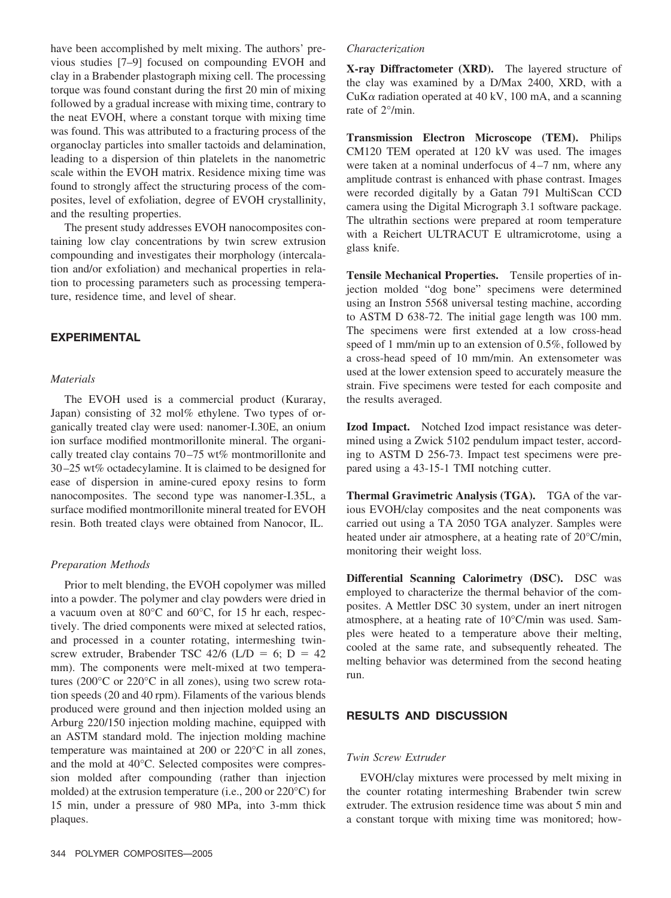have been accomplished by melt mixing. The authors' previous studies [7–9] focused on compounding EVOH and clay in a Brabender plastograph mixing cell. The processing torque was found constant during the first 20 min of mixing followed by a gradual increase with mixing time, contrary to the neat EVOH, where a constant torque with mixing time was found. This was attributed to a fracturing process of the organoclay particles into smaller tactoids and delamination, leading to a dispersion of thin platelets in the nanometric scale within the EVOH matrix. Residence mixing time was found to strongly affect the structuring process of the composites, level of exfoliation, degree of EVOH crystallinity, and the resulting properties.

The present study addresses EVOH nanocomposites containing low clay concentrations by twin screw extrusion compounding and investigates their morphology (intercalation and/or exfoliation) and mechanical properties in relation to processing parameters such as processing temperature, residence time, and level of shear.

## EXPERIMENTAL

### *Materials*

The EVOH used is a commercial product (Kuraray, Japan) consisting of 32 mol% ethylene. Two types of organically treated clay were used: nanomer-I.30E, an onium ion surface modified montmorillonite mineral. The organically treated clay contains 70–75 wt% montmorillonite and 30–25 wt% octadecylamine. It is claimed to be designed for ease of dispersion in amine-cured epoxy resins to form nanocomposites. The second type was nanomer-I.35L, a surface modified montmorillonite mineral treated for EVOH resin. Both treated clays were obtained from Nanocor, IL.

### *Preparation Methods*

Prior to melt blending, the EVOH copolymer was milled into a powder. The polymer and clay powders were dried in a vacuum oven at 80°C and 60°C, for 15 hr each, respectively. The dried components were mixed at selected ratios, and processed in a counter rotating, intermeshing twin-screw extruder, Brabender TSC 42/6 (L/D = 6; D = 42 mm). The components were melt-mixed at two temperatures (200°C or 220°C in all zones), using two screw rotation speeds (20 and 40 rpm). Filaments of the various blends produced were ground and then injection molded using an Arburg 220/150 injection molding machine, equipped with an ASTM standard mold. The injection molding machine temperature was maintained at 200 or 220°C in all zones, and the mold at 40°C. Selected composites were compression molded after compounding (rather than injection molded) at the extrusion temperature (i.e., 200 or 220°C) for 15 min, under a pressure of 980 MPa, into 3-mm thick plaques.

### *Characterization*

**X-ray Diffractometer (XRD).** The layered structure of the clay was examined by a D/Max 2400, XRD, with a CuK$\alpha$ radiation operated at 40 kV, 100 mA, and a scanning rate of 2°/min.

**Transmission Electron Microscope (TEM).** Philips CM120 TEM operated at 120 kV was used. The images were taken at a nominal underfocus of 4–7 nm, where any amplitude contrast is enhanced with phase contrast. Images were recorded digitally by a Gatan 791 MultiScan CCD camera using the Digital Micrograph 3.1 software package. The ultrathin sections were prepared at room temperature with a Reichert ULTRACUT E ultramicrotome, using a glass knife.

**Tensile Mechanical Properties.** Tensile properties of injection molded "dog bone" specimens were determined using an Instron 5568 universal testing machine, according to ASTM D 638-72. The initial gage length was 100 mm. The specimens were first extended at a low cross-head speed of 1 mm/min up to an extension of 0.5%, followed by a cross-head speed of 10 mm/min. An extensometer was used at the lower extension speed to accurately measure the strain. Five specimens were tested for each composite and the results averaged.

**Izod Impact.** Notched Izod impact resistance was determined using a Zwick 5102 pendulum impact tester, according to ASTM D 256-73. Impact test specimens were prepared using a 43-15-1 TMI notching cutter.

**Thermal Gravimetric Analysis (TGA).** TGA of the various EVOH/clay composites and the neat components was carried out using a TA 2050 TGA analyzer. Samples were heated under air atmosphere, at a heating rate of 20°C/min, monitoring their weight loss.

**Differential Scanning Calorimetry (DSC).** DSC was employed to characterize the thermal behavior of the composites. A Mettler DSC 30 system, under an inert nitrogen atmosphere, at a heating rate of 10°C/min was used. Samples were heated to a temperature above their melting, cooled at the same rate, and subsequently reheated. The melting behavior was determined from the second heating run.

## RESULTS AND DISCUSSION

### *Twin Screw Extruder*

EVOH/clay mixtures were processed by melt mixing in the counter rotating intermeshing Brabender twin screw extruder. The extrusion residence time was about 5 min and a constant torque with mixing time was monitored; how-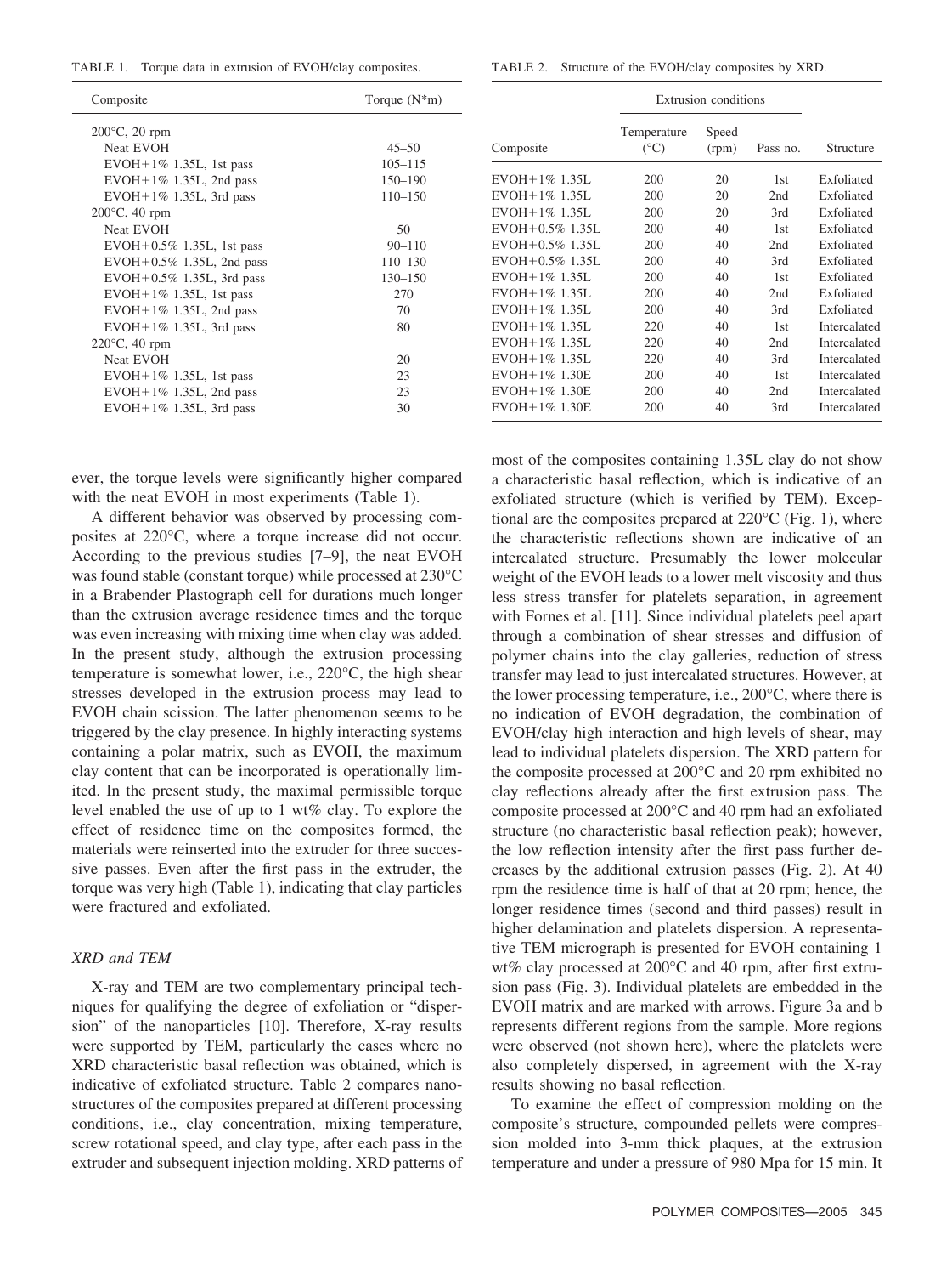TABLE 1. Torque data in extrusion of EVOH/clay composites.

| Composite | Torque (N*m) |
|---|---|
| 200°C, 20 rpm | |
| Neat EVOH | 45–50 |
| EVOH+1% 1.35L, 1st pass | 105–115 |
| EVOH+1% 1.35L, 2nd pass | 150–190 |
| EVOH+1% 1.35L, 3rd pass | 110–150 |
| 200°C, 40 rpm | |
| Neat EVOH | 50 |
| EVOH+0.5% 1.35L, 1st pass | 90–110 |
| EVOH+0.5% 1.35L, 2nd pass | 110–130 |
| EVOH+0.5% 1.35L, 3rd pass | 130–150 |
| EVOH+1% 1.35L, 1st pass | 270 |
| EVOH+1% 1.35L, 2nd pass | 70 |
| EVOH+1% 1.35L, 3rd pass | 80 |
| 220°C, 40 rpm | |
| Neat EVOH | 20 |
| EVOH+1% 1.35L, 1st pass | 23 |
| EVOH+1% 1.35L, 2nd pass | 23 |
| EVOH+1% 1.35L, 3rd pass | 30 |

TABLE 2. Structure of the EVOH/clay composites by XRD.

| | Extrusion conditions | | | |
|---|---|---|---|---|
| Composite | Temperature (°C) | Speed (rpm) | Pass no. | Structure |
| EVOH+1% 1.35L | 200 | 20 | 1st | Exfoliated |
| EVOH+1% 1.35L | 200 | 20 | 2nd | Exfoliated |
| EVOH+1% 1.35L | 200 | 20 | 3rd | Exfoliated |
| EVOH+0.5% 1.35L | 200 | 40 | 1st | Exfoliated |
| EVOH+0.5% 1.35L | 200 | 40 | 2nd | Exfoliated |
| EVOH+0.5% 1.35L | 200 | 40 | 3rd | Exfoliated |
| EVOH+1% 1.35L | 200 | 40 | 1st | Exfoliated |
| EVOH+1% 1.35L | 200 | 40 | 2nd | Exfoliated |
| EVOH+1% 1.35L | 200 | 40 | 3rd | Exfoliated |
| EVOH+1% 1.35L | 220 | 40 | 1st | Intercalated |
| EVOH+1% 1.35L | 220 | 40 | 2nd | Intercalated |
| EVOH+1% 1.35L | 220 | 40 | 3rd | Intercalated |
| EVOH+1% 1.30E | 200 | 40 | 1st | Intercalated |
| EVOH+1% 1.30E | 200 | 40 | 2nd | Intercalated |
| EVOH+1% 1.30E | 200 | 40 | 3rd | Intercalated |

ever, the torque levels were significantly higher compared with the neat EVOH in most experiments (Table 1).

A different behavior was observed by processing composites at 220°C, where a torque increase did not occur. According to the previous studies [7–9], the neat EVOH was found stable (constant torque) while processed at 230°C in a Brabender Plastograph cell for durations much longer than the extrusion average residence times and the torque was even increasing with mixing time when clay was added. In the present study, although the extrusion processing temperature is somewhat lower, i.e., 220°C, the high shear stresses developed in the extrusion process may lead to EVOH chain scission. The latter phenomenon seems to be triggered by the clay presence. In highly interacting systems containing a polar matrix, such as EVOH, the maximum clay content that can be incorporated is operationally limited. In the present study, the maximal permissible torque level enabled the use of up to 1 wt% clay. To explore the effect of residence time on the composites formed, the materials were reinserted into the extruder for three successive passes. Even after the first pass in the extruder, the torque was very high (Table 1), indicating that clay particles were fractured and exfoliated.

### XRD and TEM

X-ray and TEM are two complementary principal techniques for qualifying the degree of exfoliation or "dispersion" of the nanoparticles [10]. Therefore, X-ray results were supported by TEM, particularly the cases where no XRD characteristic basal reflection was obtained, which is indicative of exfoliated structure. Table 2 compares nanostructures of the composites prepared at different processing conditions, i.e., clay concentration, mixing temperature, screw rotational speed, and clay type, after each pass in the extruder and subsequent injection molding. XRD patterns of most of the composites containing 1.35L clay do not show a characteristic basal reflection, which is indicative of an exfoliated structure (which is verified by TEM). Exceptional are the composites prepared at 220°C (Fig. 1), where the characteristic reflections shown are indicative of an intercalated structure. Presumably the lower molecular weight of the EVOH leads to a lower melt viscosity and thus less stress transfer for platelets separation, in agreement with Fornes et al. [11]. Since individual platelets peel apart through a combination of shear stresses and diffusion of polymer chains into the clay galleries, reduction of stress transfer may lead to just intercalated structures. However, at the lower processing temperature, i.e., 200°C, where there is no indication of EVOH degradation, the combination of EVOH/clay high interaction and high levels of shear, may lead to individual platelets dispersion. The XRD pattern for the composite processed at 200°C and 20 rpm exhibited no clay reflections already after the first extrusion pass. The composite processed at 200°C and 40 rpm had an exfoliated structure (no characteristic basal reflection peak); however, the low reflection intensity after the first pass further decreases by the additional extrusion passes (Fig. 2). At 40 rpm the residence time is half of that at 20 rpm; hence, the longer residence times (second and third passes) result in higher delamination and platelets dispersion. A representative TEM micrograph is presented for EVOH containing 1 wt% clay processed at 200°C and 40 rpm, after first extrusion pass (Fig. 3). Individual platelets are embedded in the EVOH matrix and are marked with arrows. Figure 3a and b represents different regions from the sample. More regions were observed (not shown here), where the platelets were also completely dispersed, in agreement with the X-ray results showing no basal reflection.

To examine the effect of compression molding on the composite's structure, compounded pellets were compression molded into 3-mm thick plaques, at the extrusion temperature and under a pressure of 980 Mpa for 15 min. It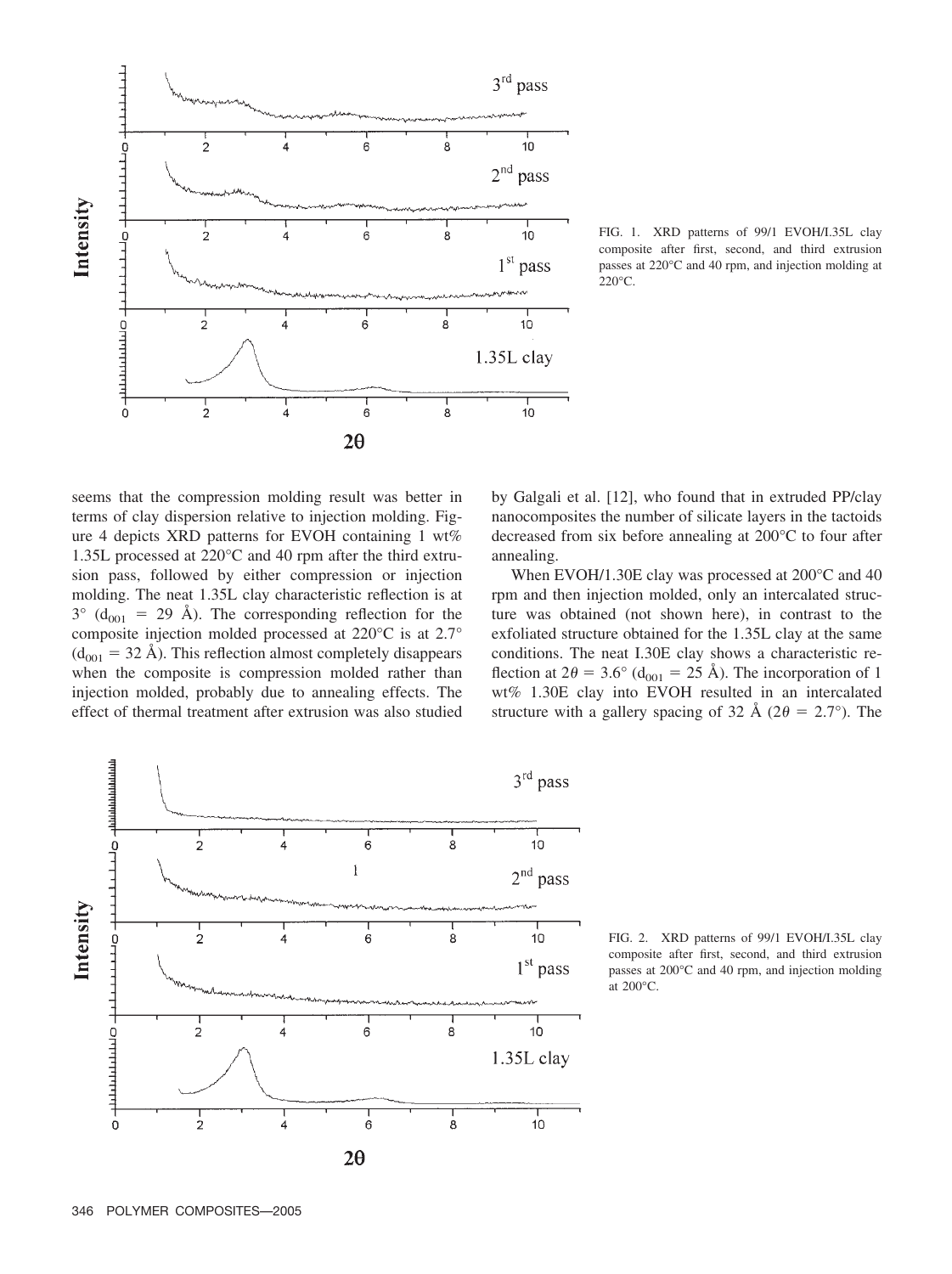FIG. 1. XRD patterns of 99/1 EVOH/I.35L clay composite after first, second, and third extrusion passes at 220°C and 40 rpm, and injection molding at 220°C.

seems that the compression molding result was better in terms of clay dispersion relative to injection molding. Figure 4 depicts XRD patterns for EVOH containing 1 wt% 1.35L processed at 220°C and 40 rpm after the third extrusion pass, followed by either compression or injection molding. The neat 1.35L clay characteristic reflection is at 3° ($d_{001}$ = 29 Å). The corresponding reflection for the composite injection molded processed at 220°C is at 2.7° ($d_{001}$ = 32 Å). This reflection almost completely disappears when the composite is compression molded rather than injection molded, probably due to annealing effects. The effect of thermal treatment after extrusion was also studied by Galgali et al. [12], who found that in extruded PP/clay nanocomposites the number of silicate layers in the tactoids decreased from six before annealing at 200°C to four after annealing.

When EVOH/1.30E clay was processed at 200°C and 40 rpm and then injection molded, only an intercalated structure was obtained (not shown here), in contrast to the exfoliated structure obtained for the 1.35L clay at the same conditions. The neat I.30E clay shows a characteristic reflection at $2\theta$ = 3.6° ($d_{001}$ = 25 Å). The incorporation of 1 wt% 1.30E clay into EVOH resulted in an intercalated structure with a gallery spacing of 32 Å ($2\theta$ = 2.7°). The

FIG. 2. XRD patterns of 99/1 EVOH/I.35L clay composite after first, second, and third extrusion passes at 200°C and 40 rpm, and injection molding at 200°C.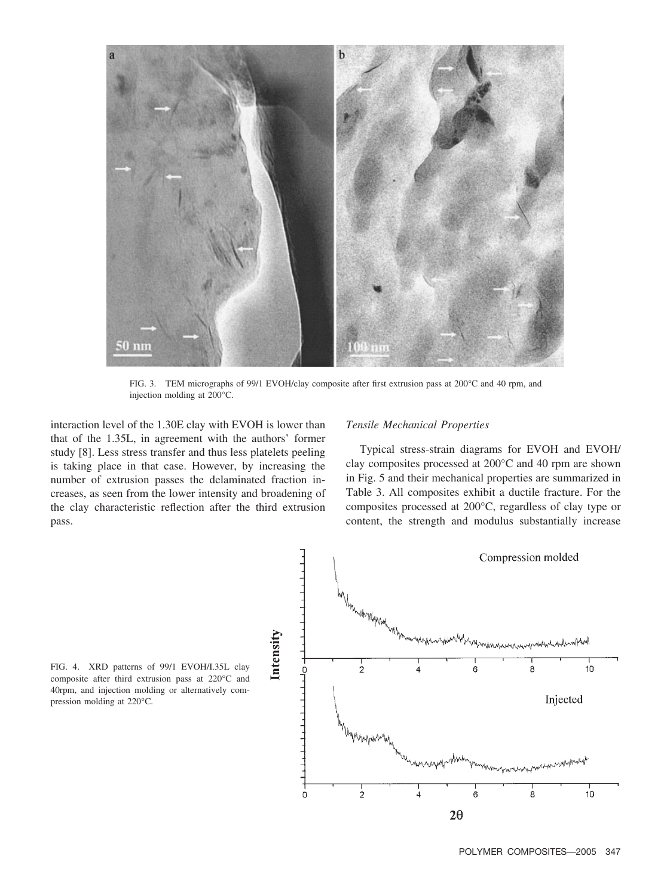FIG. 3. TEM micrographs of 99/1 EVOH/clay composite after first extrusion pass at 200°C and 40 rpm, and injection molding at 200°C.

interaction level of the I.30E clay with EVOH is lower than that of the I.35L, in agreement with the authors' former study [8]. Less stress transfer and thus less platelets peeling is taking place in that case. However, by increasing the number of extrusion passes the delaminated fraction increases, as seen from the lower intensity and broadening of the clay characteristic reflection after the third extrusion pass.

*Tensile Mechanical Properties*

Typical stress-strain diagrams for EVOH and EVOH/clay composites processed at 200°C and 40 rpm are shown in Fig. 5 and their mechanical properties are summarized in Table 3. All composites exhibit a ductile fracture. For the composites processed at 200°C, regardless of clay type or content, the strength and modulus substantially increase

FIG. 4. XRD patterns of 99/1 EVOH/I.35L clay composite after third extrusion pass at 220°C and 40rpm, and injection molding or alternatively compression molding at 220°C.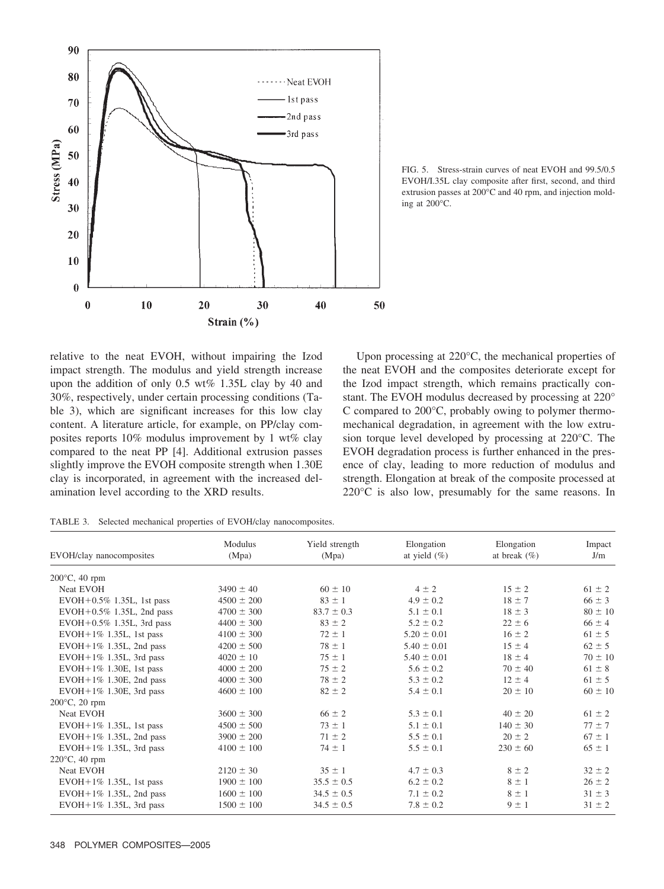FIG. 5. Stress-strain curves of neat EVOH and 99.5/0.5 EVOH/I.35L clay composite after first, second, and third extrusion passes at 200°C and 40 rpm, and injection molding at 200°C.

relative to the neat EVOH, without impairing the Izod impact strength. The modulus and yield strength increase upon the addition of only 0.5 wt% 1.35L clay by 40 and 30%, respectively, under certain processing conditions (Table 3), which are significant increases for this low clay content. A literature article, for example, on PP/clay composites reports 10% modulus improvement by 1 wt% clay compared to the neat PP [4]. Additional extrusion passes slightly improve the EVOH composite strength when 1.30E clay is incorporated, in agreement with the increased delamination level according to the XRD results.

Upon processing at 220°C, the mechanical properties of the neat EVOH and the composites deteriorate except for the Izod impact strength, which remains practically constant. The EVOH modulus decreased by processing at 220°C compared to 200°C, probably owing to polymer thermomechanical degradation, in agreement with the low extrusion torque level developed by processing at 220°C. The EVOH degradation process is further enhanced in the presence of clay, leading to more reduction of modulus and strength. Elongation at break of the composite processed at 220°C is also low, presumably for the same reasons. In

TABLE 3. Selected mechanical properties of EVOH/clay nanocomposites.

| EVOH/clay nanocomposites | Modulus (Mpa) | Yield strength (Mpa) | Elongation at yield (%) | Elongation at break (%) | Impact J/m |
|---|---|---|---|---|---|
| 200°C, 40 rpm | | | | | |
| Neat EVOH | 3490 ± 40 | 60 ± 10 | 4 ± 2 | 15 ± 2 | 61 ± 2 |
| EVOH+0.5% 1.35L, 1st pass | 4500 ± 200 | 83 ± 1 | 4.9 ± 0.2 | 18 ± 7 | 66 ± 3 |
| EVOH+0.5% 1.35L, 2nd pass | 4700 ± 300 | 83.7 ± 0.3 | 5.1 ± 0.1 | 18 ± 3 | 80 ± 10 |
| EVOH+0.5% 1.35L, 3rd pass | 4400 ± 300 | 83 ± 2 | 5.2 ± 0.2 | 22 ± 6 | 66 ± 4 |
| EVOH+1% 1.35L, 1st pass | 4100 ± 300 | 72 ± 1 | 5.20 ± 0.01 | 16 ± 2 | 61 ± 5 |
| EVOH+1% 1.35L, 2nd pass | 4200 ± 500 | 78 ± 1 | 5.40 ± 0.01 | 15 ± 4 | 62 ± 5 |
| EVOH+1% 1.35L, 3rd pass | 4020 ± 10 | 75 ± 1 | 5.40 ± 0.01 | 18 ± 4 | 70 ± 10 |
| EVOH+1% 1.30E, 1st pass | 4000 ± 200 | 75 ± 2 | 5.6 ± 0.2 | 70 ± 40 | 61 ± 8 |
| EVOH+1% 1.30E, 2nd pass | 4000 ± 300 | 78 ± 2 | 5.3 ± 0.2 | 12 ± 4 | 61 ± 5 |
| EVOH+1% 1.30E, 3rd pass | 4600 ± 100 | 82 ± 2 | 5.4 ± 0.1 | 20 ± 10 | 60 ± 10 |
| 200°C, 20 rpm | | | | | |
| Neat EVOH | 3600 ± 300 | 66 ± 2 | 5.3 ± 0.1 | 40 ± 20 | 61 ± 2 |
| EVOH+1% 1.35L, 1st pass | 4500 ± 500 | 73 ± 1 | 5.1 ± 0.1 | 140 ± 30 | 77 ± 7 |
| EVOH+1% 1.35L, 2nd pass | 3900 ± 200 | 71 ± 2 | 5.5 ± 0.1 | 20 ± 2 | 67 ± 1 |
| EVOH+1% 1.35L, 3rd pass | 4100 ± 100 | 74 ± 1 | 5.5 ± 0.1 | 230 ± 60 | 65 ± 1 |
| 220°C, 40 rpm | | | | | |
| Neat EVOH | 2120 ± 30 | 35 ± 1 | 4.7 ± 0.3 | 8 ± 2 | 32 ± 2 |
| EVOH+1% 1.35L, 1st pass | 1900 ± 100 | 35.5 ± 0.5 | 6.2 ± 0.2 | 8 ± 1 | 26 ± 2 |
| EVOH+1% 1.35L, 2nd pass | 1600 ± 100 | 34.5 ± 0.5 | 7.1 ± 0.2 | 8 ± 1 | 31 ± 3 |
| EVOH+1% 1.35L, 3rd pass | 1500 ± 100 | 34.5 ± 0.5 | 7.8 ± 0.2 | 9 ± 1 | 31 ± 2 |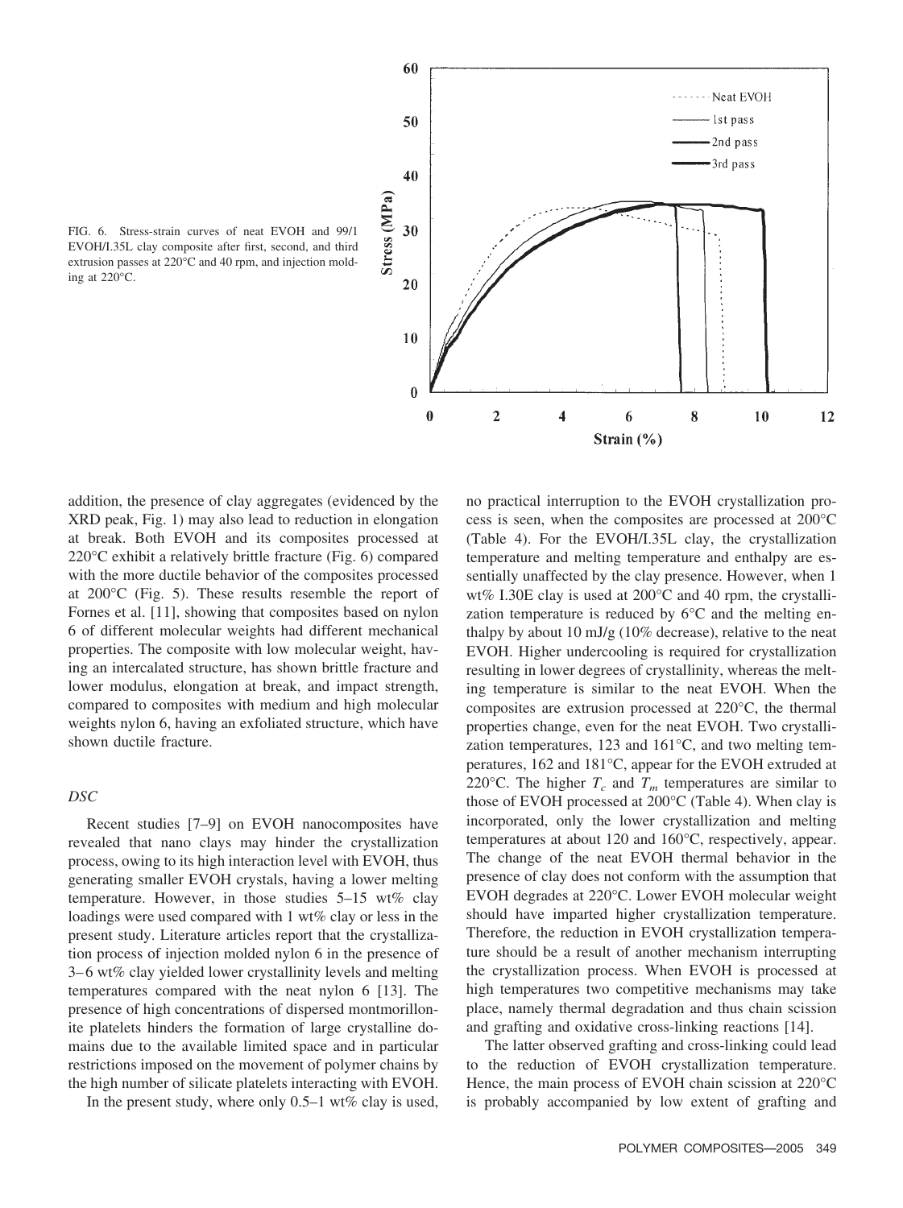FIG. 6. Stress-strain curves of neat EVOH and 99/1 EVOH/I.35L clay composite after first, second, and third extrusion passes at 220°C and 40 rpm, and injection molding at 220°C.

addition, the presence of clay aggregates (evidenced by the XRD peak, Fig. 1) may also lead to reduction in elongation at break. Both EVOH and its composites processed at 220°C exhibit a relatively brittle fracture (Fig. 6) compared with the more ductile behavior of the composites processed at 200°C (Fig. 5). These results resemble the report of Fornes et al. [11], showing that composites based on nylon 6 of different molecular weights had different mechanical properties. The composite with low molecular weight, having an intercalated structure, has shown brittle fracture and lower modulus, elongation at break, and impact strength, compared to composites with medium and high molecular weights nylon 6, having an exfoliated structure, which have shown ductile fracture.

### *DSC*

Recent studies [7–9] on EVOH nanocomposites have revealed that nano clays may hinder the crystallization process, owing to its high interaction level with EVOH, thus generating smaller EVOH crystals, having a lower melting temperature. However, in those studies 5–15 wt% clay loadings were used compared with 1 wt% clay or less in the present study. Literature articles report that the crystallization process of injection molded nylon 6 in the presence of 3–6 wt% clay yielded lower crystallinity levels and melting temperatures compared with the neat nylon 6 [13]. The presence of high concentrations of dispersed montmorillonite platelets hinders the formation of large crystalline domains due to the available limited space and in particular restrictions imposed on the movement of polymer chains by the high number of silicate platelets interacting with EVOH.

In the present study, where only 0.5–1 wt% clay is used, no practical interruption to the EVOH crystallization process is seen, when the composites are processed at 200°C (Table 4). For the EVOH/I.35L clay, the crystallization temperature and melting temperature and enthalpy are essentially unaffected by the clay presence. However, when 1 wt% I.30E clay is used at 200°C and 40 rpm, the crystallization temperature is reduced by 6°C and the melting enthalpy by about 10 mJ/g (10% decrease), relative to the neat EVOH. Higher undercooling is required for crystallization resulting in lower degrees of crystallinity, whereas the melting temperature is similar to the neat EVOH. When the composites are extrusion processed at 220°C, the thermal properties change, even for the neat EVOH. Two crystallization temperatures, 123 and 161°C, and two melting temperatures, 162 and 181°C, appear for the EVOH extruded at 220°C. The higher $T_c$ and $T_m$ temperatures are similar to those of EVOH processed at 200°C (Table 4). When clay is incorporated, only the lower crystallization and melting temperatures at about 120 and 160°C, respectively, appear. The change of the neat EVOH thermal behavior in the presence of clay does not conform with the assumption that EVOH degrades at 220°C. Lower EVOH molecular weight should have imparted higher crystallization temperature. Therefore, the reduction in EVOH crystallization temperature should be a result of another mechanism interrupting the crystallization process. When EVOH is processed at high temperatures two competitive mechanisms may take place, namely thermal degradation and thus chain scission and grafting and oxidative cross-linking reactions [14].

The latter observed grafting and cross-linking could lead to the reduction of EVOH crystallization temperature. Hence, the main process of EVOH chain scission at 220°C is probably accompanied by low extent of grafting and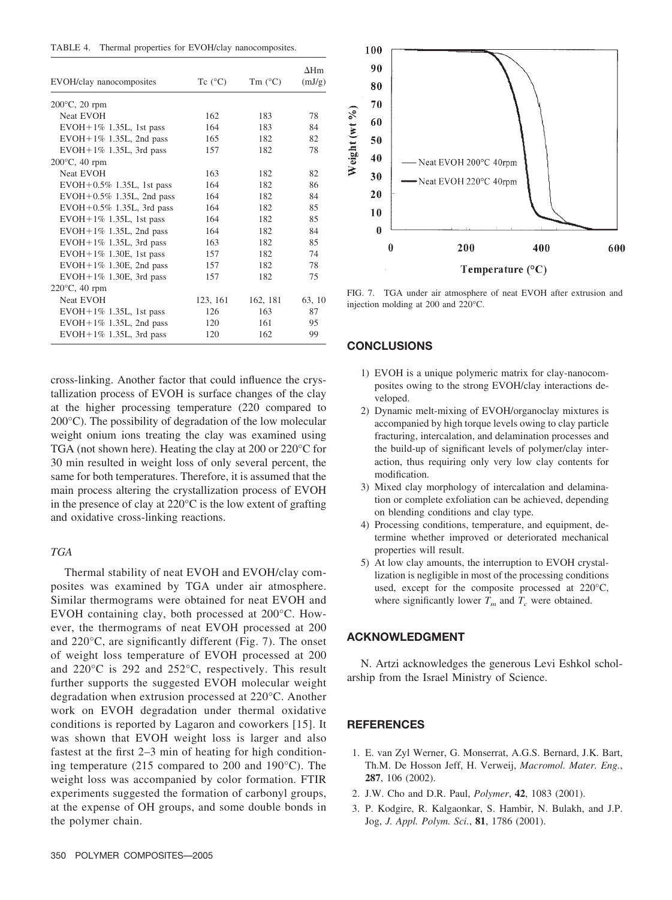TABLE 4. Thermal properties for EVOH/clay nanocomposites.

| EVOH/clay nanocomposites | Tc (°C) | Tm (°C) | ΔHm (mJ/g) |
|---|---|---|---|
| 200°C, 20 rpm | | | |
| Neat EVOH | 162 | 183 | 78 |
| EVOH+1% 1.35L, 1st pass | 164 | 183 | 84 |
| EVOH+1% 1.35L, 2nd pass | 165 | 182 | 82 |
| EVOH+1% 1.35L, 3rd pass | 157 | 182 | 78 |
| 200°C, 40 rpm | | | |
| Neat EVOH | 163 | 182 | 82 |
| EVOH+0.5% 1.35L, 1st pass | 164 | 182 | 86 |
| EVOH+0.5% 1.35L, 2nd pass | 164 | 182 | 84 |
| EVOH+0.5% 1.35L, 3rd pass | 164 | 182 | 85 |
| EVOH+1% 1.35L, 1st pass | 164 | 182 | 85 |
| EVOH+1% 1.35L, 2nd pass | 164 | 182 | 84 |
| EVOH+1% 1.35L, 3rd pass | 163 | 182 | 85 |
| EVOH+1% 1.30E, 1st pass | 157 | 182 | 74 |
| EVOH+1% 1.30E, 2nd pass | 157 | 182 | 78 |
| EVOH+1% 1.30E, 3rd pass | 157 | 182 | 75 |
| 220°C, 40 rpm | | | |
| Neat EVOH | 123, 161 | 162, 181 | 63, 10 |
| EVOH+1% 1.35L, 1st pass | 126 | 163 | 87 |
| EVOH+1% 1.35L, 2nd pass | 120 | 161 | 95 |
| EVOH+1% 1.35L, 3rd pass | 120 | 162 | 99 |

cross-linking. Another factor that could influence the crystallization process of EVOH is surface changes of the clay at the higher processing temperature (220 compared to 200°C). The possibility of degradation of the low molecular weight onium ions treating the clay was examined using TGA (not shown here). Heating the clay at 200 or 220°C for 30 min resulted in weight loss of only several percent, the same for both temperatures. Therefore, it is assumed that the main process altering the crystallization process of EVOH in the presence of clay at 220°C is the low extent of grafting and oxidative cross-linking reactions.

### *TGA*

Thermal stability of neat EVOH and EVOH/clay composites was examined by TGA under air atmosphere. Similar thermograms were obtained for neat EVOH and EVOH containing clay, both processed at 200°C. However, the thermograms of neat EVOH processed at 200 and 220°C, are significantly different (Fig. 7). The onset of weight loss temperature of EVOH processed at 200 and 220°C is 292 and 252°C, respectively. This result further supports the suggested EVOH molecular weight degradation when extrusion processed at 220°C. Another work on EVOH degradation under thermal oxidative conditions is reported by Lagaron and coworkers [15]. It was shown that EVOH weight loss is larger and also fastest at the first 2–3 min of heating for high conditioning temperature (215 compared to 200 and 190°C). The weight loss was accompanied by color formation. FTIR experiments suggested the formation of carbonyl groups, at the expense of OH groups, and some double bonds in the polymer chain.

FIG. 7. TGA under air atmosphere of neat EVOH after extrusion and injection molding at 200 and 220°C.

## CONCLUSIONS

1) EVOH is a unique polymeric matrix for clay-nanocomposites owing to the strong EVOH/clay interactions developed.
2) Dynamic melt-mixing of EVOH/organoclay mixtures is accompanied by high torque levels owing to clay particle fracturing, intercalation, and delamination processes and the build-up of significant levels of polymer/clay interaction, thus requiring only very low clay contents for modification.
3) Mixed clay morphology of intercalation and delamination or complete exfoliation can be achieved, depending on blending conditions and clay type.
4) Processing conditions, temperature, and equipment, determine whether improved or deteriorated mechanical properties will result.
5) At low clay amounts, the interruption to EVOH crystallization is negligible in most of the processing conditions used, except for the composite processed at 220°C, where significantly lower $T_m$ and $T_c$ were obtained.

## ACKNOWLEDGMENT

N. Artzi acknowledges the generous Levi Eshkol scholarship from the Israel Ministry of Science.

## REFERENCES

1. E. van Zyl Werner, G. Monserrat, A.G.S. Bernard, J.K. Bart, Th.M. De Hosson Jeff, H. Verweij, *Macromol. Mater. Eng.*, **287**, 106 (2002).
2. J.W. Cho and D.R. Paul, *Polymer*, **42**, 1083 (2001).
3. P. Kodgire, R. Kalgaonkar, S. Hambir, N. Bulakh, and J.P. Jog, *J. Appl. Polym. Sci.*, **81**, 1786 (2001).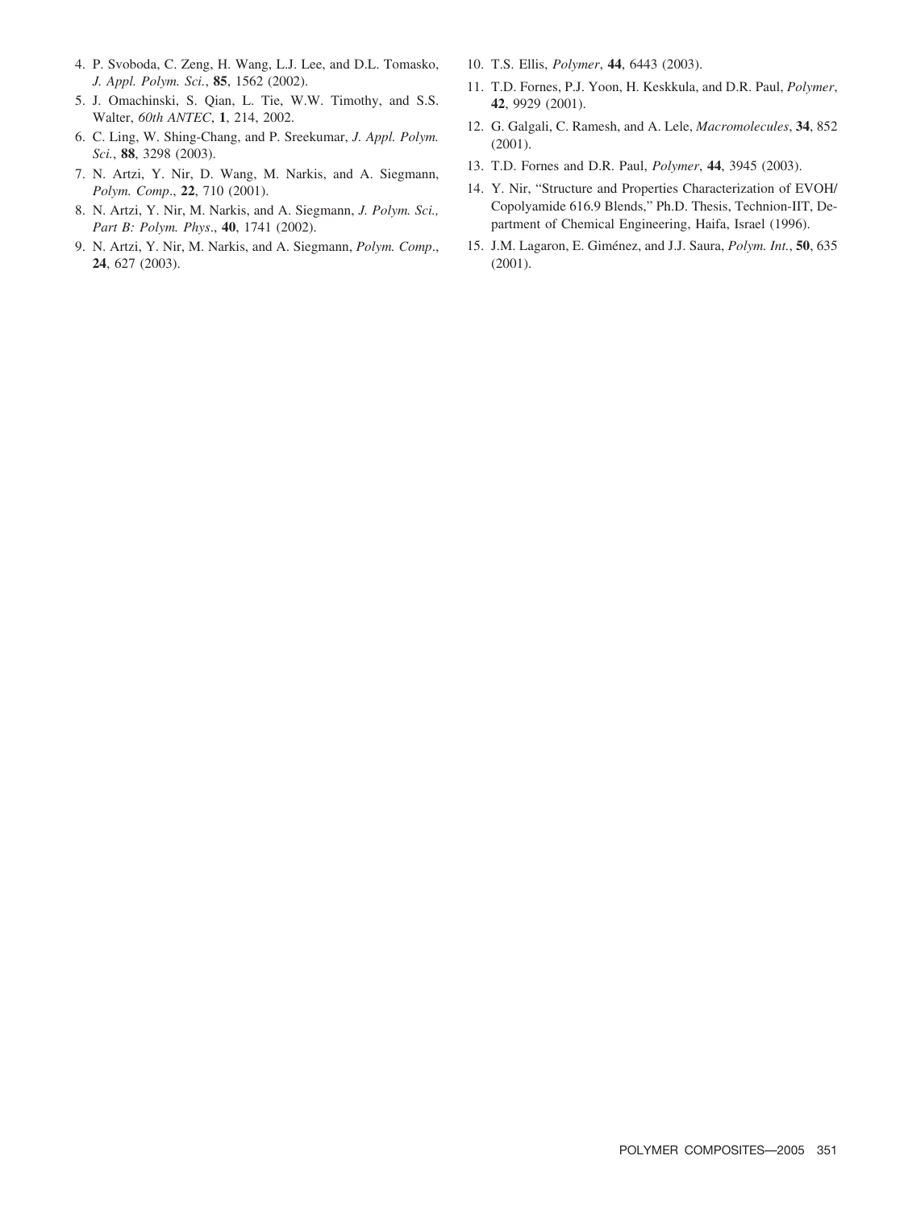4. P. Svoboda, C. Zeng, H. Wang, L.J. Lee, and D.L. Tomasko, *J. Appl. Polym. Sci.*, **85**, 1562 (2002).
5. J. Omachinski, S. Qian, L. Tie, W.W. Timothy, and S.S. Walter, *60th ANTEC*, **1**, 214, 2002.
6. C. Ling, W. Shing-Chang, and P. Sreekumar, *J. Appl. Polym. Sci.*, **88**, 3298 (2003).
7. N. Artzi, Y. Nir, D. Wang, M. Narkis, and A. Siegmann, *Polym. Comp.*, **22**, 710 (2001).
8. N. Artzi, Y. Nir, M. Narkis, and A. Siegmann, *J. Polym. Sci., Part B: Polym. Phys.*, **40**, 1741 (2002).
9. N. Artzi, Y. Nir, M. Narkis, and A. Siegmann, *Polym. Comp.*, **24**, 627 (2003).
10. T.S. Ellis, *Polymer*, **44**, 6443 (2003).
11. T.D. Fornes, P.J. Yoon, H. Keskkula, and D.R. Paul, *Polymer*, **42**, 9929 (2001).
12. G. Galgali, C. Ramesh, and A. Lele, *Macromolecules*, **34**, 852 (2001).
13. T.D. Fornes and D.R. Paul, *Polymer*, **44**, 3945 (2003).
14. Y. Nir, "Structure and Properties Characterization of EVOH/Copolyamide 616.9 Blends," Ph.D. Thesis, Technion-IIT, Department of Chemical Engineering, Haifa, Israel (1996).
15. J.M. Lagaron, E. Giménez, and J.J. Saura, *Polym. Int.*, **50**, 635 (2001).